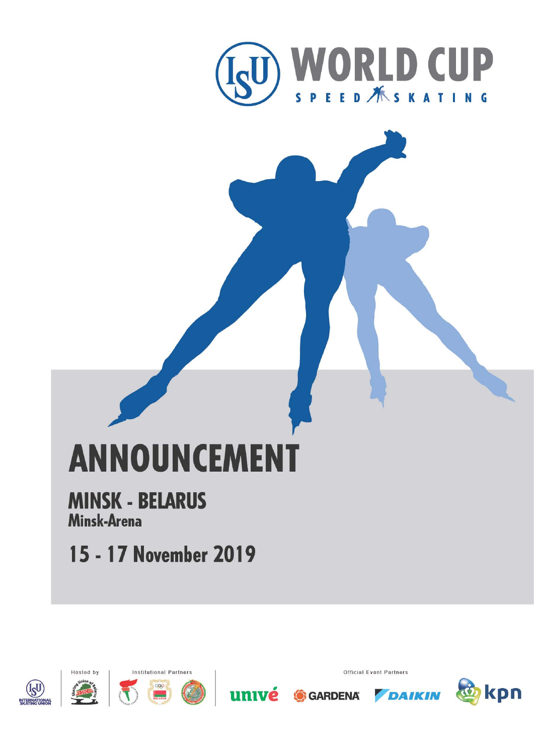# ISU WORLD CUP SPEED SKATING

# ANNOUNCEMENT

## MINSK - BELARUS
### Minsk-Arena

## 15 - 17 November 2019

INTERNATIONAL SKATING UNION

Hosted by

Institutional Partners

Official Event Partners

univé GARDENA DAIKIN kpn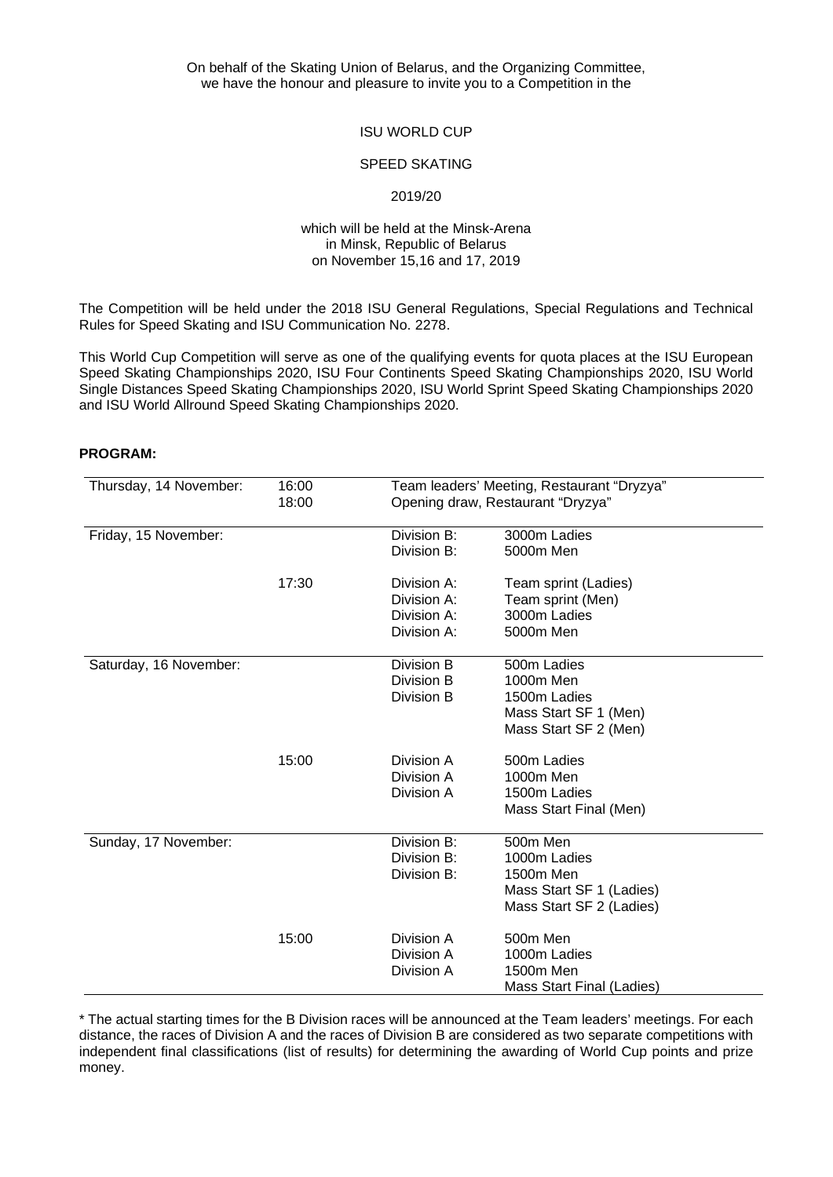On behalf of the Skating Union of Belarus, and the Organizing Committee, we have the honour and pleasure to invite you to a Competition in the

ISU WORLD CUP

SPEED SKATING

2019/20

which will be held at the Minsk-Arena in Minsk, Republic of Belarus on November 15,16 and 17, 2019

The Competition will be held under the 2018 ISU General Regulations, Special Regulations and Technical Rules for Speed Skating and ISU Communication No. 2278.

This World Cup Competition will serve as one of the qualifying events for quota places at the ISU European Speed Skating Championships 2020, ISU Four Continents Speed Skating Championships 2020, ISU World Single Distances Speed Skating Championships 2020, ISU World Sprint Speed Skating Championships 2020 and ISU World Allround Speed Skating Championships 2020.

**PROGRAM:**

| | | | |
|---|---|---|---|
| Thursday, 14 November: | 16:00 | Team leaders' Meeting, Restaurant "Dryzya" | |
| | 18:00 | Opening draw, Restaurant "Dryzya" | |
| Friday, 15 November: | | Division B: | 3000m Ladies |
| | | Division B: | 5000m Men |
| | 17:30 | Division A: | Team sprint (Ladies) |
| | | Division A: | Team sprint (Men) |
| | | Division A: | 3000m Ladies |
| | | Division A: | 5000m Men |
| Saturday, 16 November: | | Division B | 500m Ladies |
| | | Division B | 1000m Men |
| | | Division B | 1500m Ladies |
| | | | Mass Start SF 1 (Men) |
| | | | Mass Start SF 2 (Men) |
| | 15:00 | Division A | 500m Ladies |
| | | Division A | 1000m Men |
| | | Division A | 1500m Ladies |
| | | | Mass Start Final (Men) |
| Sunday, 17 November: | | Division B: | 500m Men |
| | | Division B: | 1000m Ladies |
| | | Division B: | 1500m Men |
| | | | Mass Start SF 1 (Ladies) |
| | | | Mass Start SF 2 (Ladies) |
| | 15:00 | Division A | 500m Men |
| | | Division A | 1000m Ladies |
| | | Division A | 1500m Men |
| | | | Mass Start Final (Ladies) |

* The actual starting times for the B Division races will be announced at the Team leaders' meetings. For each distance, the races of Division A and the races of Division B are considered as two separate competitions with independent final classifications (list of results) for determining the awarding of World Cup points and prize money.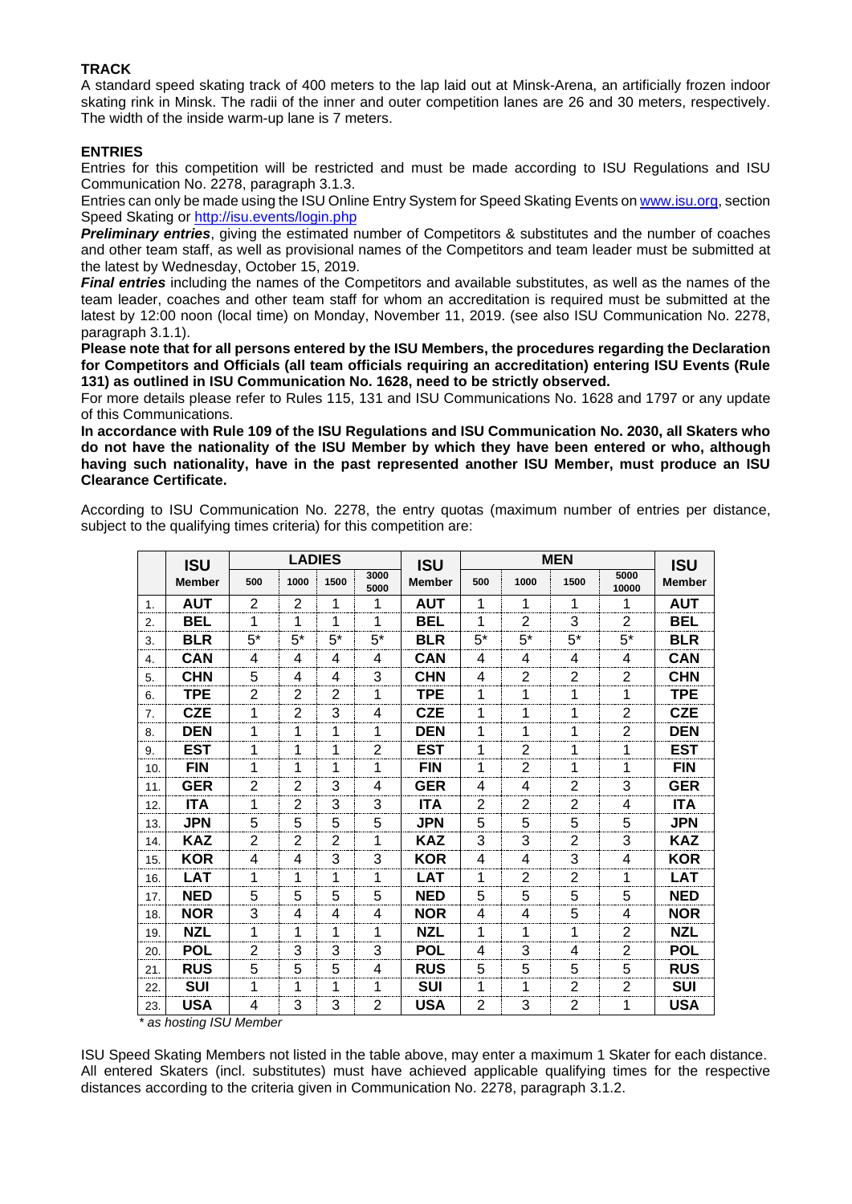**TRACK**

A standard speed skating track of 400 meters to the lap laid out at Minsk-Arena, an artificially frozen indoor skating rink in Minsk. The radii of the inner and outer competition lanes are 26 and 30 meters, respectively. The width of the inside warm-up lane is 7 meters.

**ENTRIES**

Entries for this competition will be restricted and must be made according to ISU Regulations and ISU Communication No. 2278, paragraph 3.1.3.

Entries can only be made using the ISU Online Entry System for Speed Skating Events on www.isu.org, section Speed Skating or http://isu.events/login.php

***Preliminary entries***, giving the estimated number of Competitors & substitutes and the number of coaches and other team staff, as well as provisional names of the Competitors and team leader must be submitted at the latest by Wednesday, October 15, 2019.

***Final entries*** including the names of the Competitors and available substitutes, as well as the names of the team leader, coaches and other team staff for whom an accreditation is required must be submitted at the latest by 12:00 noon (local time) on Monday, November 11, 2019. (see also ISU Communication No. 2278, paragraph 3.1.1).

**Please note that for all persons entered by the ISU Members, the procedures regarding the Declaration for Competitors and Officials (all team officials requiring an accreditation) entering ISU Events (Rule 131) as outlined in ISU Communication No. 1628, need to be strictly observed.**

For more details please refer to Rules 115, 131 and ISU Communications No. 1628 and 1797 or any update of this Communications.

**In accordance with Rule 109 of the ISU Regulations and ISU Communication No. 2030, all Skaters who do not have the nationality of the ISU Member by which they have been entered or who, although having such nationality, have in the past represented another ISU Member, must produce an ISU Clearance Certificate.**

According to ISU Communication No. 2278, the entry quotas (maximum number of entries per distance, subject to the qualifying times criteria) for this competition are:

| | ISU | LADIES | | | | ISU | MEN | | | | ISU |
|---|---|---|---|---|---|---|---|---|---|---|---|
| | Member | 500 | 1000 | 1500 | 3000 5000 | Member | 500 | 1000 | 1500 | 5000 10000 | Member |
| 1. | AUT | 2 | 2 | 1 | 1 | AUT | 1 | 1 | 1 | 1 | AUT |
| 2. | BEL | 1 | 1 | 1 | 1 | BEL | 1 | 2 | 3 | 2 | BEL |
| 3. | BLR | 5* | 5* | 5* | 5* | BLR | 5* | 5* | 5* | 5* | BLR |
| 4. | CAN | 4 | 4 | 4 | 4 | CAN | 4 | 4 | 4 | 4 | CAN |
| 5. | CHN | 5 | 4 | 4 | 3 | CHN | 4 | 2 | 2 | 2 | CHN |
| 6. | TPE | 2 | 2 | 2 | 1 | TPE | 1 | 1 | 1 | 1 | TPE |
| 7. | CZE | 1 | 2 | 3 | 4 | CZE | 1 | 1 | 1 | 2 | CZE |
| 8. | DEN | 1 | 1 | 1 | 1 | DEN | 1 | 1 | 1 | 2 | DEN |
| 9. | EST | 1 | 1 | 1 | 2 | EST | 1 | 2 | 1 | 1 | EST |
| 10. | FIN | 1 | 1 | 1 | 1 | FIN | 1 | 2 | 1 | 1 | FIN |
| 11. | GER | 2 | 2 | 3 | 4 | GER | 4 | 4 | 2 | 3 | GER |
| 12. | ITA | 1 | 2 | 3 | 3 | ITA | 2 | 2 | 2 | 4 | ITA |
| 13. | JPN | 5 | 5 | 5 | 5 | JPN | 5 | 5 | 5 | 5 | JPN |
| 14. | KAZ | 2 | 2 | 2 | 1 | KAZ | 3 | 3 | 2 | 3 | KAZ |
| 15. | KOR | 4 | 4 | 3 | 3 | KOR | 4 | 4 | 3 | 4 | KOR |
| 16. | LAT | 1 | 1 | 1 | 1 | LAT | 1 | 2 | 2 | 1 | LAT |
| 17. | NED | 5 | 5 | 5 | 5 | NED | 5 | 5 | 5 | 5 | NED |
| 18. | NOR | 3 | 4 | 4 | 4 | NOR | 4 | 4 | 5 | 4 | NOR |
| 19. | NZL | 1 | 1 | 1 | 1 | NZL | 1 | 1 | 1 | 2 | NZL |
| 20. | POL | 2 | 3 | 3 | 3 | POL | 4 | 3 | 4 | 2 | POL |
| 21. | RUS | 5 | 5 | 5 | 4 | RUS | 5 | 5 | 5 | 5 | RUS |
| 22. | SUI | 1 | 1 | 1 | 1 | SUI | 1 | 1 | 2 | 2 | SUI |
| 23. | USA | 4 | 3 | 3 | 2 | USA | 2 | 3 | 2 | 1 | USA |

*\* as hosting ISU Member*

ISU Speed Skating Members not listed in the table above, may enter a maximum 1 Skater for each distance. All entered Skaters (incl. substitutes) must have achieved applicable qualifying times for the respective distances according to the criteria given in Communication No. 2278, paragraph 3.1.2.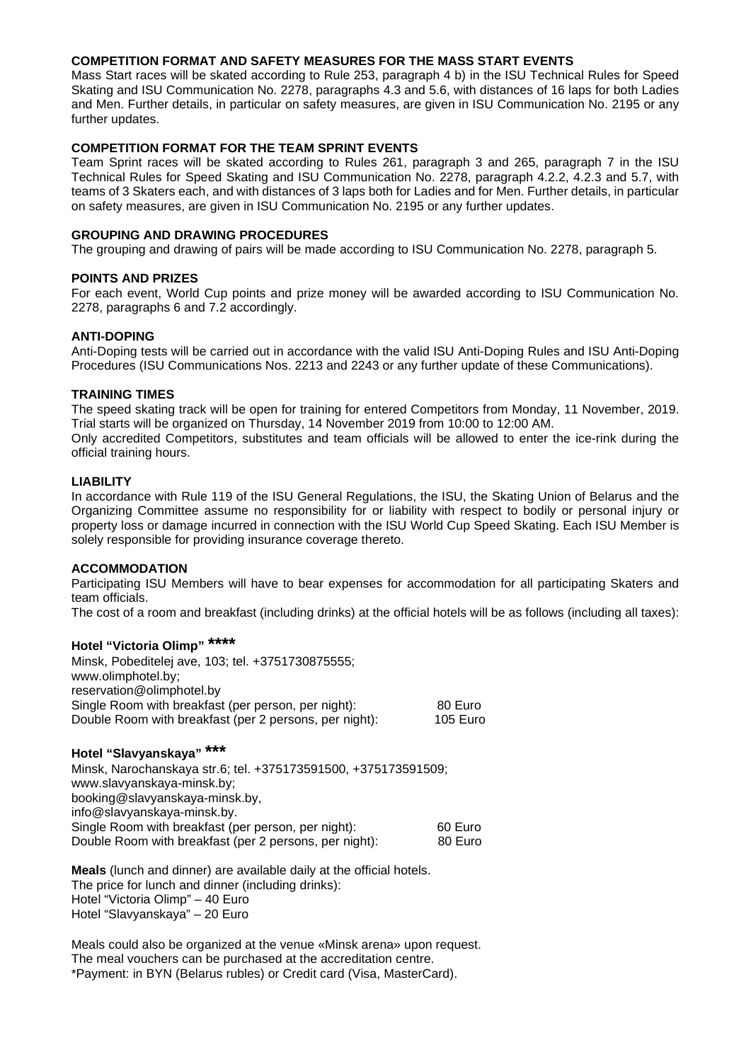### COMPETITION FORMAT AND SAFETY MEASURES FOR THE MASS START EVENTS

Mass Start races will be skated according to Rule 253, paragraph 4 b) in the ISU Technical Rules for Speed Skating and ISU Communication No. 2278, paragraphs 4.3 and 5.6, with distances of 16 laps for both Ladies and Men. Further details, in particular on safety measures, are given in ISU Communication No. 2195 or any further updates.

### COMPETITION FORMAT FOR THE TEAM SPRINT EVENTS

Team Sprint races will be skated according to Rules 261, paragraph 3 and 265, paragraph 7 in the ISU Technical Rules for Speed Skating and ISU Communication No. 2278, paragraph 4.2.2, 4.2.3 and 5.7, with teams of 3 Skaters each, and with distances of 3 laps both for Ladies and for Men. Further details, in particular on safety measures, are given in ISU Communication No. 2195 or any further updates.

### GROUPING AND DRAWING PROCEDURES

The grouping and drawing of pairs will be made according to ISU Communication No. 2278, paragraph 5.

### POINTS AND PRIZES

For each event, World Cup points and prize money will be awarded according to ISU Communication No. 2278, paragraphs 6 and 7.2 accordingly.

### ANTI-DOPING

Anti-Doping tests will be carried out in accordance with the valid ISU Anti-Doping Rules and ISU Anti-Doping Procedures (ISU Communications Nos. 2213 and 2243 or any further update of these Communications).

### TRAINING TIMES

The speed skating track will be open for training for entered Competitors from Monday, 11 November, 2019. Trial starts will be organized on Thursday, 14 November 2019 from 10:00 to 12:00 AM.
Only accredited Competitors, substitutes and team officials will be allowed to enter the ice-rink during the official training hours.

### LIABILITY

In accordance with Rule 119 of the ISU General Regulations, the ISU, the Skating Union of Belarus and the Organizing Committee assume no responsibility for or liability with respect to bodily or personal injury or property loss or damage incurred in connection with the ISU World Cup Speed Skating. Each ISU Member is solely responsible for providing insurance coverage thereto.

### ACCOMMODATION

Participating ISU Members will have to bear expenses for accommodation for all participating Skaters and team officials.
The cost of a room and breakfast (including drinks) at the official hotels will be as follows (including all taxes):

**Hotel "Victoria Olimp" ****\*\*\*\***

Minsk, Pobeditelej ave, 103; tel. +3751730875555;
www.olimphotel.by;
reservation@olimphotel.by

| | |
|---|---|
| Single Room with breakfast (per person, per night): | 80 Euro |
| Double Room with breakfast (per 2 persons, per night): | 105 Euro |

**Hotel "Slavyanskaya" \*\*\***

Minsk, Narochanskaya str.6; tel. +375173591500, +375173591509;
www.slavyanskaya-minsk.by;
booking@slavyanskaya-minsk.by,
info@slavyanskaya-minsk.by.

| | |
|---|---|
| Single Room with breakfast (per person, per night): | 60 Euro |
| Double Room with breakfast (per 2 persons, per night): | 80 Euro |

**Meals** (lunch and dinner) are available daily at the official hotels.
The price for lunch and dinner (including drinks):
Hotel "Victoria Olimp" – 40 Euro
Hotel "Slavyanskaya" – 20 Euro

Meals could also be organized at the venue «Minsk arena» upon request.
The meal vouchers can be purchased at the accreditation centre.
*Payment: in BYN (Belarus rubles) or Credit card (Visa, MasterCard).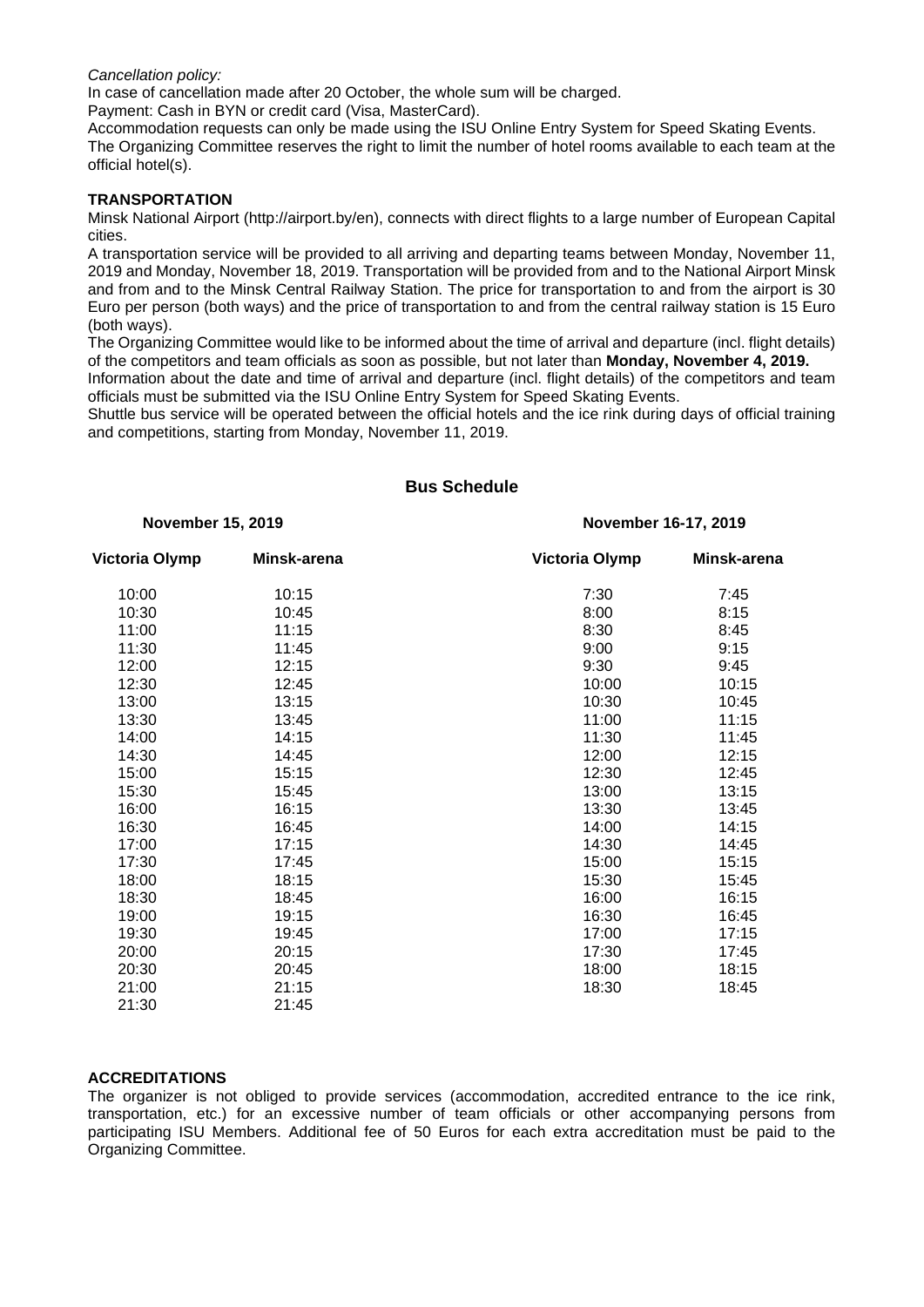*Cancellation policy:*

In case of cancellation made after 20 October, the whole sum will be charged.

Payment: Cash in BYN or credit card (Visa, MasterCard).

Accommodation requests can only be made using the ISU Online Entry System for Speed Skating Events.

The Organizing Committee reserves the right to limit the number of hotel rooms available to each team at the official hotel(s).

## TRANSPORTATION

Minsk National Airport (http://airport.by/en), connects with direct flights to a large number of European Capital cities.

A transportation service will be provided to all arriving and departing teams between Monday, November 11, 2019 and Monday, November 18, 2019. Transportation will be provided from and to the National Airport Minsk and from and to the Minsk Central Railway Station. The price for transportation to and from the airport is 30 Euro per person (both ways) and the price of transportation to and from the central railway station is 15 Euro (both ways).

The Organizing Committee would like to be informed about the time of arrival and departure (incl. flight details) of the competitors and team officials as soon as possible, but not later than **Monday, November 4, 2019.**

Information about the date and time of arrival and departure (incl. flight details) of the competitors and team officials must be submitted via the ISU Online Entry System for Speed Skating Events.

Shuttle bus service will be operated between the official hotels and the ice rink during days of official training and competitions, starting from Monday, November 11, 2019.

### Bus Schedule

| November 15, 2019 | | November 16-17, 2019 | |
|---|---|---|---|
| **Victoria Olymp** | **Minsk-arena** | **Victoria Olymp** | **Minsk-arena** |
| 10:00 | 10:15 | 7:30 | 7:45 |
| 10:30 | 10:45 | 8:00 | 8:15 |
| 11:00 | 11:15 | 8:30 | 8:45 |
| 11:30 | 11:45 | 9:00 | 9:15 |
| 12:00 | 12:15 | 9:30 | 9:45 |
| 12:30 | 12:45 | 10:00 | 10:15 |
| 13:00 | 13:15 | 10:30 | 10:45 |
| 13:30 | 13:45 | 11:00 | 11:15 |
| 14:00 | 14:15 | 11:30 | 11:45 |
| 14:30 | 14:45 | 12:00 | 12:15 |
| 15:00 | 15:15 | 12:30 | 12:45 |
| 15:30 | 15:45 | 13:00 | 13:15 |
| 16:00 | 16:15 | 13:30 | 13:45 |
| 16:30 | 16:45 | 14:00 | 14:15 |
| 17:00 | 17:15 | 14:30 | 14:45 |
| 17:30 | 17:45 | 15:00 | 15:15 |
| 18:00 | 18:15 | 15:30 | 15:45 |
| 18:30 | 18:45 | 16:00 | 16:15 |
| 19:00 | 19:15 | 16:30 | 16:45 |
| 19:30 | 19:45 | 17:00 | 17:15 |
| 20:00 | 20:15 | 17:30 | 17:45 |
| 20:30 | 20:45 | 18:00 | 18:15 |
| 21:00 | 21:15 | 18:30 | 18:45 |
| 21:30 | 21:45 | | |

## ACCREDITATIONS

The organizer is not obliged to provide services (accommodation, accredited entrance to the ice rink, transportation, etc.) for an excessive number of team officials or other accompanying persons from participating ISU Members. Additional fee of 50 Euros for each extra accreditation must be paid to the Organizing Committee.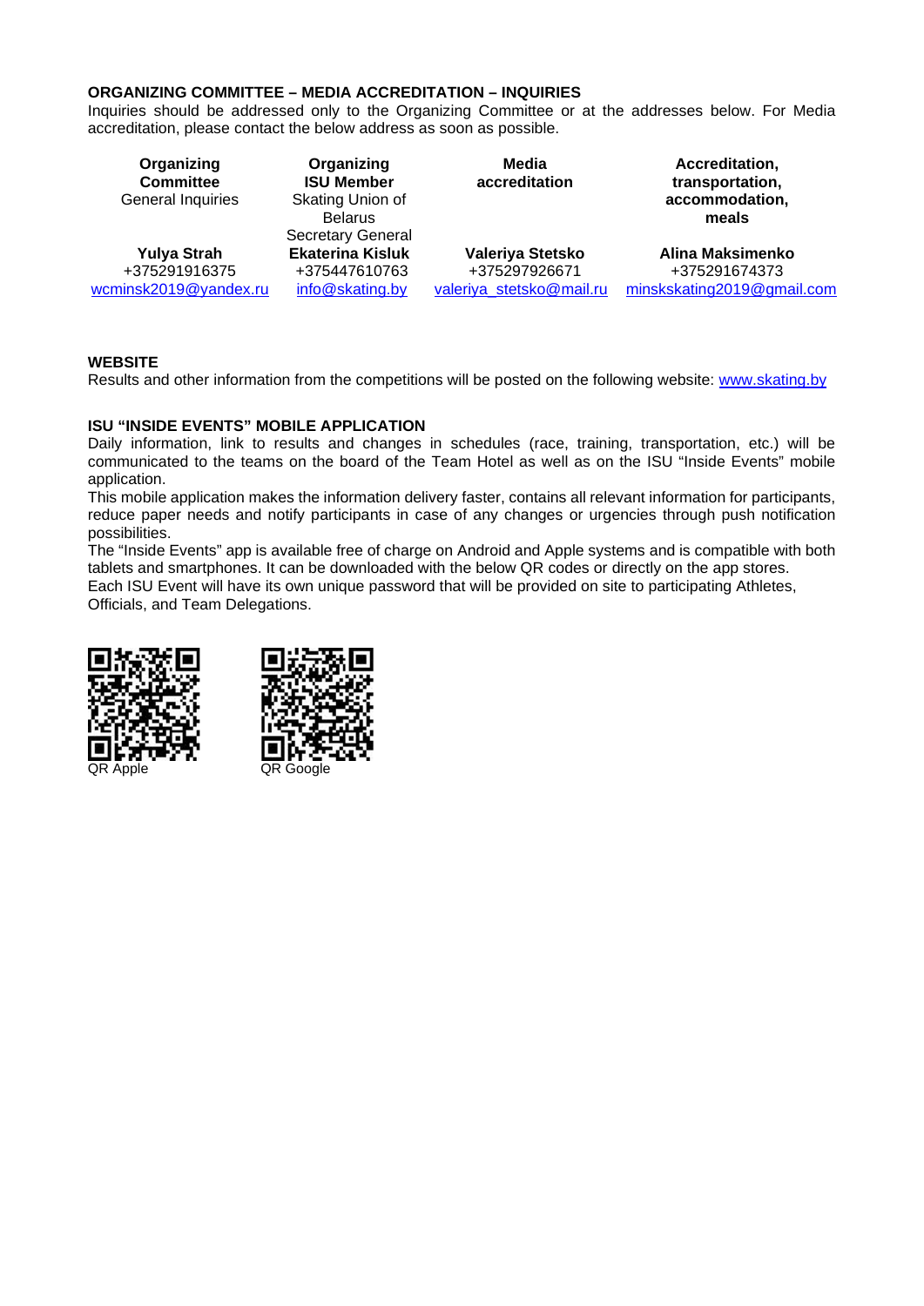**ORGANIZING COMMITTEE – MEDIA ACCREDITATION – INQUIRIES**

Inquiries should be addressed only to the Organizing Committee or at the addresses below. For Media accreditation, please contact the below address as soon as possible.

| **Organizing Committee** General Inquiries | **Organizing ISU Member** Skating Union of Belarus Secretary General | **Media accreditation** | **Accreditation, transportation, accommodation, meals** |
|---|---|---|---|
| **Yulya Strah** | **Ekaterina Kisluk** | **Valeriya Stetsko** | **Alina Maksimenko** |
| +375291916375 | +375447610763 | +375297926671 | +375291674373 |
| wcminsk2019@yandex.ru | info@skating.by | valeriya_stetsko@mail.ru | minskskating2019@gmail.com |

**WEBSITE**

Results and other information from the competitions will be posted on the following website: www.skating.by

**ISU "INSIDE EVENTS" MOBILE APPLICATION**

Daily information, link to results and changes in schedules (race, training, transportation, etc.) will be communicated to the teams on the board of the Team Hotel as well as on the ISU "Inside Events" mobile application.

This mobile application makes the information delivery faster, contains all relevant information for participants, reduce paper needs and notify participants in case of any changes or urgencies through push notification possibilities.

The "Inside Events" app is available free of charge on Android and Apple systems and is compatible with both tablets and smartphones. It can be downloaded with the below QR codes or directly on the app stores.
Each ISU Event will have its own unique password that will be provided on site to participating Athletes, Officials, and Team Delegations.

QR Apple

QR Google